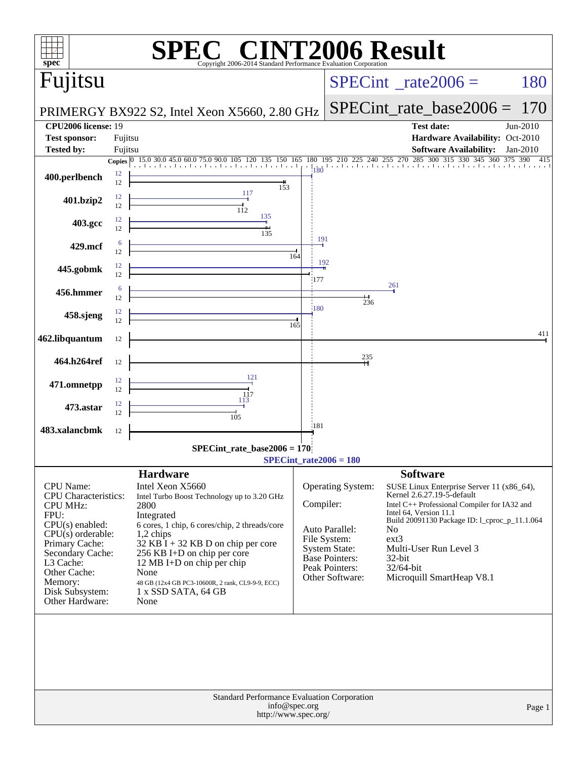# SPEC CINT2006 Result

Copyright 2006-2014 Standard Performance Evaluation Corporation

**Fujitsu**

PRIMERGY BX922 S2, Intel Xeon X5660, 2.80 GHz

SPECint_rate2006 = 180

SPECint_rate_base2006 = 170

| | | | |
|---|---|---|---|
| **CPU2006 license:** | 19 | **Test date:** | Jun-2010 |
| **Test sponsor:** | Fujitsu | **Hardware Availability:** | Oct-2010 |
| **Tested by:** | Fujitsu | **Software Availability:** | Jan-2010 |

| Benchmark | Copies (peak) | Peak | Copies (base) | Base |
|---|---|---|---|---|
| 400.perlbench | 12 | 180 | 12 | 153 |
| 401.bzip2 | 12 | 117 | 12 | 112 |
| 403.gcc | 12 | 135 | 12 | 135 |
| 429.mcf | 6 | 191 | 12 | 164 |
| 445.gobmk | 12 | 192 | 12 | 177 |
| 456.hmmer | 6 | 261 | 12 | 236 |
| 458.sjeng | 12 | 180 | 12 | 165 |
| 462.libquantum | | | 12 | 411 |
| 464.h264ref | | | 12 | 235 |
| 471.omnetpp | 12 | 121 | 12 | 117 |
| 473.astar | 12 | 113 | 12 | 105 |
| 483.xalancbmk | | | 12 | 181 |

SPECint_rate_base2006 = 170

SPECint_rate2006 = 180

## Hardware

| | |
|---|---|
| CPU Name: | Intel Xeon X5660 |
| CPU Characteristics: | Intel Turbo Boost Technology up to 3.20 GHz |
| CPU MHz: | 2800 |
| FPU: | Integrated |
| CPU(s) enabled: | 6 cores, 1 chip, 6 cores/chip, 2 threads/core |
| CPU(s) orderable: | 1,2 chips |
| Primary Cache: | 32 KB I + 32 KB D on chip per core |
| Secondary Cache: | 256 KB I+D on chip per core |
| L3 Cache: | 12 MB I+D on chip per chip |
| Other Cache: | None |
| Memory: | 48 GB (12x4 GB PC3-10600R, 2 rank, CL9-9-9, ECC) |
| Disk Subsystem: | 1 x SSD SATA, 64 GB |
| Other Hardware: | None |

## Software

| | |
|---|---|
| Operating System: | SUSE Linux Enterprise Server 11 (x86_64), Kernel 2.6.27.19-5-default |
| Compiler: | Intel C++ Professional Compiler for IA32 and Intel 64, Version 11.1 Build 20091130 Package ID: l_cproc_p_11.1.064 |
| Auto Parallel: | No |
| File System: | ext3 |
| System State: | Multi-User Run Level 3 |
| Base Pointers: | 32-bit |
| Peak Pointers: | 32/64-bit |
| Other Software: | Microquill SmartHeap V8.1 |

Standard Performance Evaluation Corporation
info@spec.org
http://www.spec.org/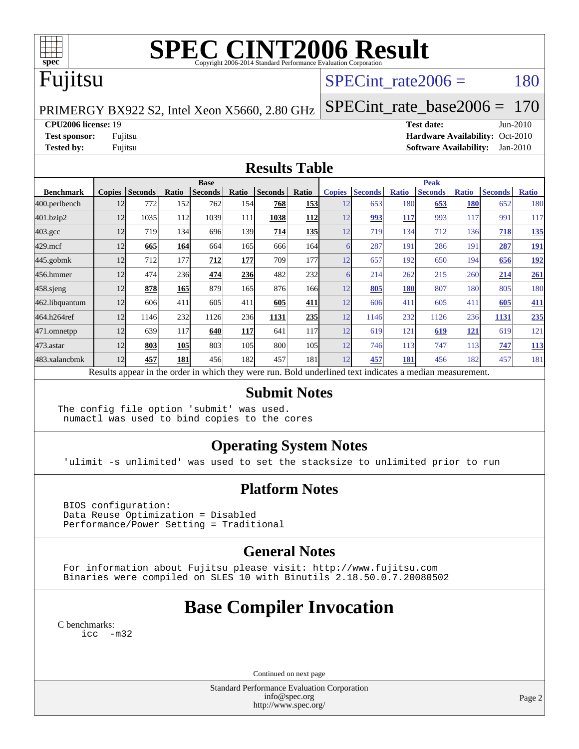# SPEC CINT2006 Result

Copyright 2006-2014 Standard Performance Evaluation Corporation

# Fujitsu

PRIMERGY BX922 S2, Intel Xeon X5660, 2.80 GHz

SPECint_rate2006 = 180

SPECint_rate_base2006 = 170

**CPU2006 license:** 19
**Test sponsor:** Fujitsu
**Tested by:** Fujitsu

**Test date:** Jun-2010
**Hardware Availability:** Oct-2010
**Software Availability:** Jan-2010

## Results Table

| Benchmark | Base | | | | | | | Peak | | | | | | |
|---|---|---|---|---|---|---|---|---|---|---|---|---|---|---|
| | Copies | Seconds | Ratio | Seconds | Ratio | Seconds | Ratio | Copies | Seconds | Ratio | Seconds | Ratio | Seconds | Ratio |
| 400.perlbench | 12 | 772 | 152 | 762 | 154 | **768** | **153** | 12 | 653 | 180 | **653** | **180** | 652 | 180 |
| 401.bzip2 | 12 | 1035 | 112 | 1039 | 111 | **1038** | **112** | 12 | **993** | **117** | 993 | 117 | 991 | 117 |
| 403.gcc | 12 | 719 | 134 | 696 | 139 | **714** | **135** | 12 | 719 | 134 | 712 | 136 | **718** | **135** |
| 429.mcf | 12 | **665** | **164** | 664 | 165 | 666 | 164 | 6 | 287 | 191 | 286 | 191 | **287** | **191** |
| 445.gobmk | 12 | 712 | 177 | **712** | **177** | 709 | 177 | 12 | 657 | 192 | 650 | 194 | **656** | **192** |
| 456.hmmer | 12 | 474 | 236 | **474** | **236** | 482 | 232 | 6 | 214 | 262 | 215 | 260 | **214** | **261** |
| 458.sjeng | 12 | **878** | **165** | 879 | 165 | 876 | 166 | 12 | **805** | **180** | 807 | 180 | 805 | 180 |
| 462.libquantum | 12 | 606 | 411 | 605 | 411 | **605** | **411** | 12 | 606 | 411 | 605 | 411 | **605** | **411** |
| 464.h264ref | 12 | 1146 | 232 | 1126 | 236 | **1131** | **235** | 12 | 1146 | 232 | 1126 | 236 | **1131** | **235** |
| 471.omnetpp | 12 | 639 | 117 | **640** | **117** | 641 | 117 | 12 | 619 | 121 | **619** | **121** | 619 | 121 |
| 473.astar | 12 | **803** | **105** | 803 | 105 | 800 | 105 | 12 | 746 | 113 | 747 | 113 | **747** | **113** |
| 483.xalancbmk | 12 | **457** | **181** | 456 | 182 | 457 | 181 | 12 | **457** | **181** | 456 | 182 | 457 | 181 |

Results appear in the order in which they were run. Bold underlined text indicates a median measurement.

## Submit Notes

```
The config file option 'submit' was used.
 numactl was used to bind copies to the cores
```

## Operating System Notes

```
'ulimit -s unlimited' was used to set the stacksize to unlimited prior to run
```

## Platform Notes

```
BIOS configuration:
Data Reuse Optimization = Disabled
Performance/Power Setting = Traditional
```

## General Notes

```
For information about Fujitsu please visit: http://www.fujitsu.com
Binaries were compiled on SLES 10 with Binutils 2.18.50.0.7.20080502
```

# Base Compiler Invocation

C benchmarks:
```
icc  -m32
```

Continued on next page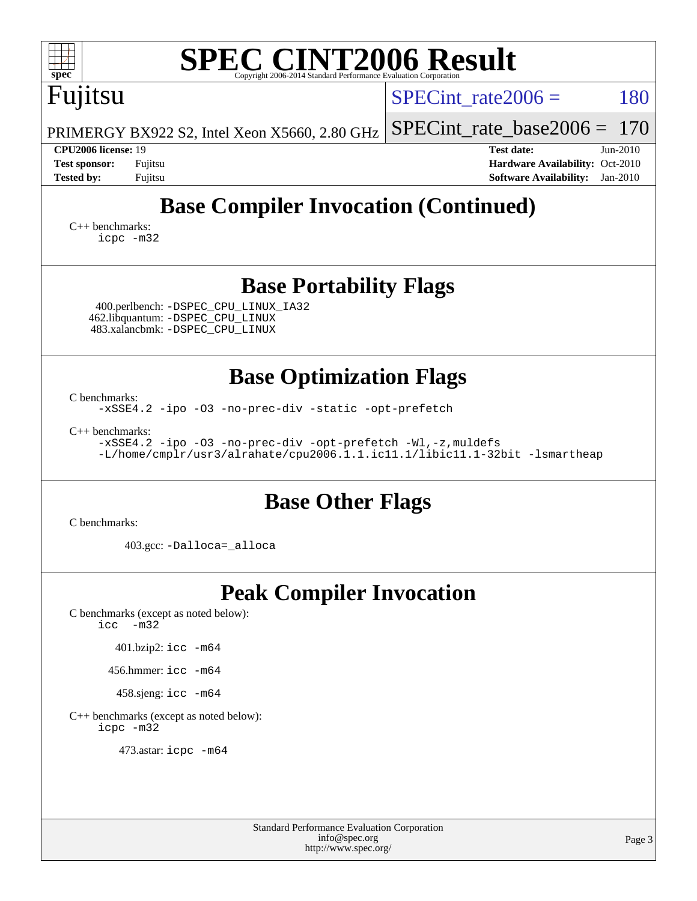## Base Compiler Invocation (Continued)

C++ benchmarks:
```
icpc -m32
```

## Base Portability Flags

400.perlbench: `-DSPEC_CPU_LINUX_IA32`
462.libquantum: `-DSPEC_CPU_LINUX`
483.xalancbmk: `-DSPEC_CPU_LINUX`

## Base Optimization Flags

C benchmarks:
```
-xSSE4.2 -ipo -O3 -no-prec-div -static -opt-prefetch
```

C++ benchmarks:
```
-xSSE4.2 -ipo -O3 -no-prec-div -opt-prefetch -Wl,-z,muldefs
-L/home/cmplr/usr3/alrahate/cpu2006.1.1.ic11.1/libic11.1-32bit -lsmartheap
```

## Base Other Flags

C benchmarks:

403.gcc: `-Dalloca=_alloca`

## Peak Compiler Invocation

C benchmarks (except as noted below):
```
icc  -m32
```

401.bzip2: `icc -m64`

456.hmmer: `icc -m64`

458.sjeng: `icc -m64`

C++ benchmarks (except as noted below):
```
icpc -m32
```

473.astar: `icpc -m64`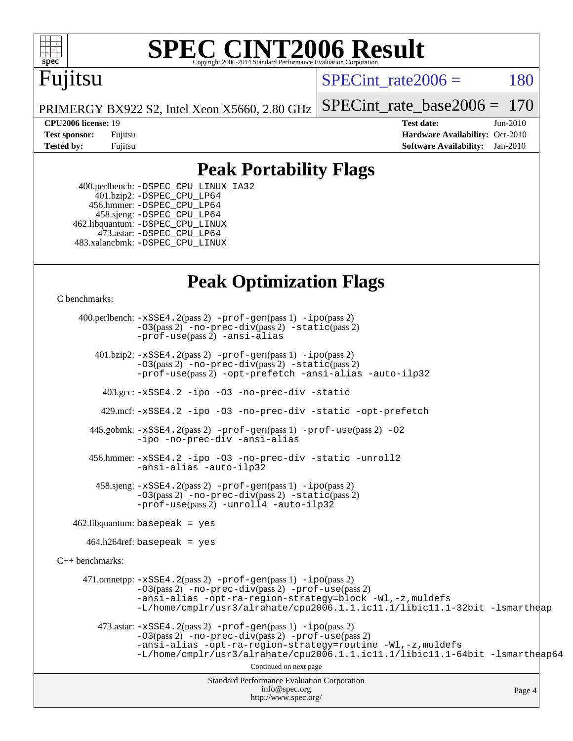# SPEC CINT2006 Result

Copyright 2006-2014 Standard Performance Evaluation Corporation

## Fujitsu

PRIMERGY BX922 S2, Intel Xeon X5660, 2.80 GHz

SPECint_rate2006 = 180

SPECint_rate_base2006 = 170

| | | | |
|---|---|---|---|
| **CPU2006 license:** 19 | | **Test date:** | Jun-2010 |
| **Test sponsor:** | Fujitsu | **Hardware Availability:** | Oct-2010 |
| **Tested by:** | Fujitsu | **Software Availability:** | Jan-2010 |

## Peak Portability Flags

400.perlbench: -DSPEC_CPU_LINUX_IA32
401.bzip2: -DSPEC_CPU_LP64
456.hmmer: -DSPEC_CPU_LP64
458.sjeng: -DSPEC_CPU_LP64
462.libquantum: -DSPEC_CPU_LINUX
473.astar: -DSPEC_CPU_LP64
483.xalancbmk: -DSPEC_CPU_LINUX

## Peak Optimization Flags

C benchmarks:

400.perlbench: -xSSE4.2(pass 2) -prof-gen(pass 1) -ipo(pass 2) -O3(pass 2) -no-prec-div(pass 2) -static(pass 2) -prof-use(pass 2) -ansi-alias

401.bzip2: -xSSE4.2(pass 2) -prof-gen(pass 1) -ipo(pass 2) -O3(pass 2) -no-prec-div(pass 2) -static(pass 2) -prof-use(pass 2) -opt-prefetch -ansi-alias -auto-ilp32

403.gcc: -xSSE4.2 -ipo -O3 -no-prec-div -static

429.mcf: -xSSE4.2 -ipo -O3 -no-prec-div -static -opt-prefetch

445.gobmk: -xSSE4.2(pass 2) -prof-gen(pass 1) -prof-use(pass 2) -O2 -ipo -no-prec-div -ansi-alias

456.hmmer: -xSSE4.2 -ipo -O3 -no-prec-div -static -unroll2 -ansi-alias -auto-ilp32

458.sjeng: -xSSE4.2(pass 2) -prof-gen(pass 1) -ipo(pass 2) -O3(pass 2) -no-prec-div(pass 2) -static(pass 2) -prof-use(pass 2) -unroll4 -auto-ilp32

462.libquantum: basepeak = yes

464.h264ref: basepeak = yes

C++ benchmarks:

471.omnetpp: -xSSE4.2(pass 2) -prof-gen(pass 1) -ipo(pass 2) -O3(pass 2) -no-prec-div(pass 2) -prof-use(pass 2) -ansi-alias -opt-ra-region-strategy=block -Wl,-z,muldefs -L/home/cmplr/usr3/alrahate/cpu2006.1.1.ic11.1/libic11.1-32bit -lsmartheap

473.astar: -xSSE4.2(pass 2) -prof-gen(pass 1) -ipo(pass 2) -O3(pass 2) -no-prec-div(pass 2) -prof-use(pass 2) -ansi-alias -opt-ra-region-strategy=routine -Wl,-z,muldefs -L/home/cmplr/usr3/alrahate/cpu2006.1.1.ic11.1/libic11.1-64bit -lsmartheap64

Continued on next page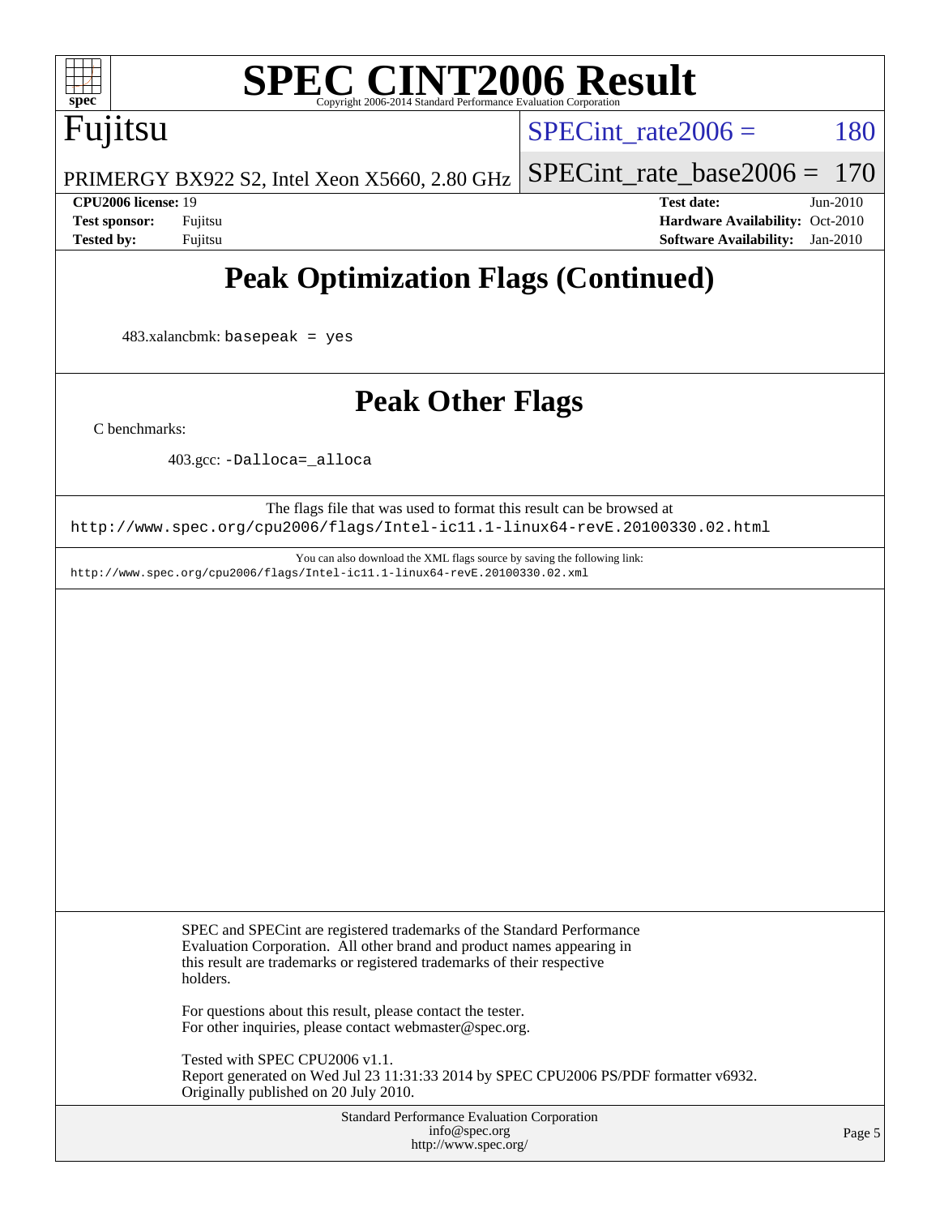# Peak Optimization Flags (Continued)

483.xalancbmk: basepeak = yes

# Peak Other Flags

C benchmarks:

403.gcc: -Dalloca=_alloca

The flags file that was used to format this result can be browsed at
http://www.spec.org/cpu2006/flags/Intel-ic11.1-linux64-revE.20100330.02.html

You can also download the XML flags source by saving the following link:
http://www.spec.org/cpu2006/flags/Intel-ic11.1-linux64-revE.20100330.02.xml

SPEC and SPECint are registered trademarks of the Standard Performance Evaluation Corporation. All other brand and product names appearing in this result are trademarks or registered trademarks of their respective holders.

For questions about this result, please contact the tester.
For other inquiries, please contact webmaster@spec.org.

Tested with SPEC CPU2006 v1.1.
Report generated on Wed Jul 23 11:31:33 2014 by SPEC CPU2006 PS/PDF formatter v6932.
Originally published on 20 July 2010.